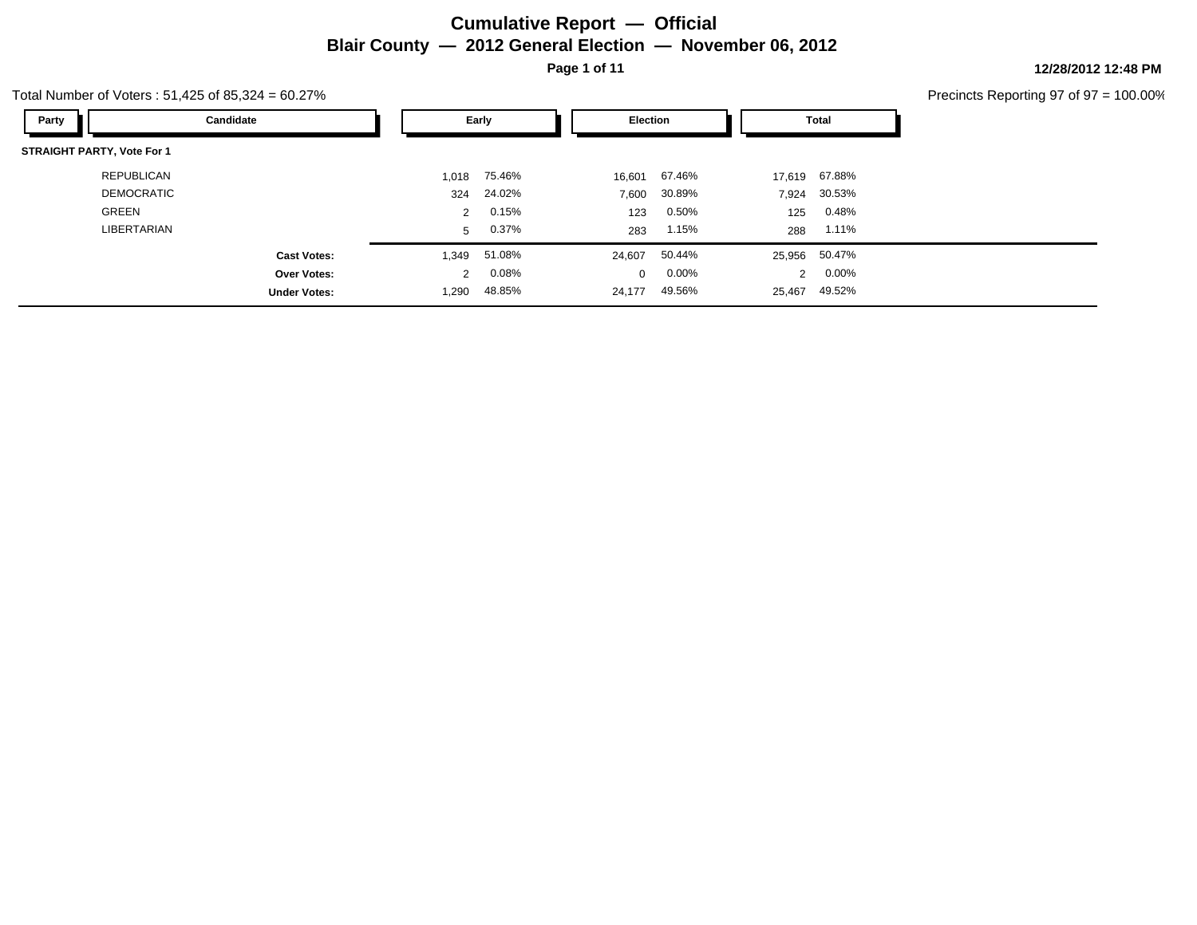# Cumulative Report — Official

## Blair County — 2012 General Election — November 06, 2012

12/28/2012 12:48 PM

Total Number of Voters : 51,425 of 85,324 = 60.27%

Precincts Reporting 97 of 97 = 100.00%

| Party | Candidate | Early | | Election | | Total | |
|---|---|---|---|---|---|---|---|
| **STRAIGHT PARTY, Vote For 1** | | | | | | | |
| | REPUBLICAN | 1,018 | 75.46% | 16,601 | 67.46% | 17,619 | 67.88% |
| | DEMOCRATIC | 324 | 24.02% | 7,600 | 30.89% | 7,924 | 30.53% |
| | GREEN | 2 | 0.15% | 123 | 0.50% | 125 | 0.48% |
| | LIBERTARIAN | 5 | 0.37% | 283 | 1.15% | 288 | 1.11% |
| | **Cast Votes:** | 1,349 | 51.08% | 24,607 | 50.44% | 25,956 | 50.47% |
| | **Over Votes:** | 2 | 0.08% | 0 | 0.00% | 2 | 0.00% |
| | **Under Votes:** | 1,290 | 48.85% | 24,177 | 49.56% | 25,467 | 49.52% |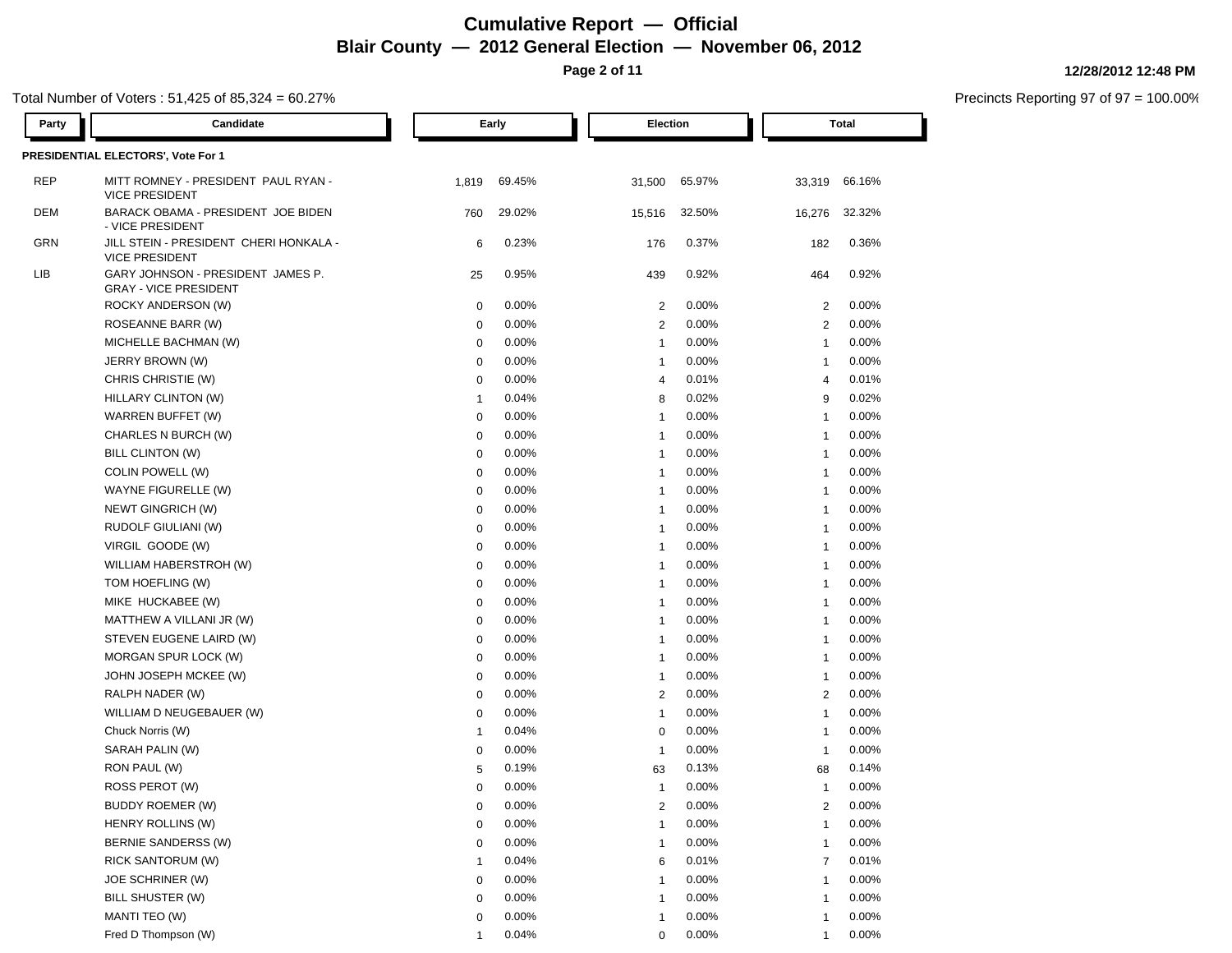# Cumulative Report — Official

## Blair County — 2012 General Election — November 06, 2012

12/28/2012 12:48 PM

Total Number of Voters : 51,425 of 85,324 = 60.27%

Precincts Reporting 97 of 97 = 100.00%

| Party | Candidate | Early | | Election | | Total | |
|---|---|---|---|---|---|---|---|
| **PRESIDENTIAL ELECTORS', Vote For 1** | | | | | | | |
| REP | MITT ROMNEY - PRESIDENT PAUL RYAN - VICE PRESIDENT | 1,819 | 69.45% | 31,500 | 65.97% | 33,319 | 66.16% |
| DEM | BARACK OBAMA - PRESIDENT JOE BIDEN - VICE PRESIDENT | 760 | 29.02% | 15,516 | 32.50% | 16,276 | 32.32% |
| GRN | JILL STEIN - PRESIDENT CHERI HONKALA - VICE PRESIDENT | 6 | 0.23% | 176 | 0.37% | 182 | 0.36% |
| LIB | GARY JOHNSON - PRESIDENT JAMES P. GRAY - VICE PRESIDENT | 25 | 0.95% | 439 | 0.92% | 464 | 0.92% |
| | ROCKY ANDERSON (W) | 0 | 0.00% | 2 | 0.00% | 2 | 0.00% |
| | ROSEANNE BARR (W) | 0 | 0.00% | 2 | 0.00% | 2 | 0.00% |
| | MICHELLE BACHMAN (W) | 0 | 0.00% | 1 | 0.00% | 1 | 0.00% |
| | JERRY BROWN (W) | 0 | 0.00% | 1 | 0.00% | 1 | 0.00% |
| | CHRIS CHRISTIE (W) | 0 | 0.00% | 4 | 0.01% | 4 | 0.01% |
| | HILLARY CLINTON (W) | 1 | 0.04% | 8 | 0.02% | 9 | 0.02% |
| | WARREN BUFFET (W) | 0 | 0.00% | 1 | 0.00% | 1 | 0.00% |
| | CHARLES N BURCH (W) | 0 | 0.00% | 1 | 0.00% | 1 | 0.00% |
| | BILL CLINTON (W) | 0 | 0.00% | 1 | 0.00% | 1 | 0.00% |
| | COLIN POWELL (W) | 0 | 0.00% | 1 | 0.00% | 1 | 0.00% |
| | WAYNE FIGURELLE (W) | 0 | 0.00% | 1 | 0.00% | 1 | 0.00% |
| | NEWT GINGRICH (W) | 0 | 0.00% | 1 | 0.00% | 1 | 0.00% |
| | RUDOLF GIULIANI (W) | 0 | 0.00% | 1 | 0.00% | 1 | 0.00% |
| | VIRGIL GOODE (W) | 0 | 0.00% | 1 | 0.00% | 1 | 0.00% |
| | WILLIAM HABERSTROH (W) | 0 | 0.00% | 1 | 0.00% | 1 | 0.00% |
| | TOM HOEFLING (W) | 0 | 0.00% | 1 | 0.00% | 1 | 0.00% |
| | MIKE HUCKABEE (W) | 0 | 0.00% | 1 | 0.00% | 1 | 0.00% |
| | MATTHEW A VILLANI JR (W) | 0 | 0.00% | 1 | 0.00% | 1 | 0.00% |
| | STEVEN EUGENE LAIRD (W) | 0 | 0.00% | 1 | 0.00% | 1 | 0.00% |
| | MORGAN SPUR LOCK (W) | 0 | 0.00% | 1 | 0.00% | 1 | 0.00% |
| | JOHN JOSEPH MCKEE (W) | 0 | 0.00% | 1 | 0.00% | 1 | 0.00% |
| | RALPH NADER (W) | 0 | 0.00% | 2 | 0.00% | 2 | 0.00% |
| | WILLIAM D NEUGEBAUER (W) | 0 | 0.00% | 1 | 0.00% | 1 | 0.00% |
| | Chuck Norris (W) | 1 | 0.04% | 0 | 0.00% | 1 | 0.00% |
| | SARAH PALIN (W) | 0 | 0.00% | 1 | 0.00% | 1 | 0.00% |
| | RON PAUL (W) | 5 | 0.19% | 63 | 0.13% | 68 | 0.14% |
| | ROSS PEROT (W) | 0 | 0.00% | 1 | 0.00% | 1 | 0.00% |
| | BUDDY ROEMER (W) | 0 | 0.00% | 2 | 0.00% | 2 | 0.00% |
| | HENRY ROLLINS (W) | 0 | 0.00% | 1 | 0.00% | 1 | 0.00% |
| | BERNIE SANDERSS (W) | 0 | 0.00% | 1 | 0.00% | 1 | 0.00% |
| | RICK SANTORUM (W) | 1 | 0.04% | 6 | 0.01% | 7 | 0.01% |
| | JOE SCHRINER (W) | 0 | 0.00% | 1 | 0.00% | 1 | 0.00% |
| | BILL SHUSTER (W) | 0 | 0.00% | 1 | 0.00% | 1 | 0.00% |
| | MANTI TEO (W) | 0 | 0.00% | 1 | 0.00% | 1 | 0.00% |
| | Fred D Thompson (W) | 1 | 0.04% | 0 | 0.00% | 1 | 0.00% |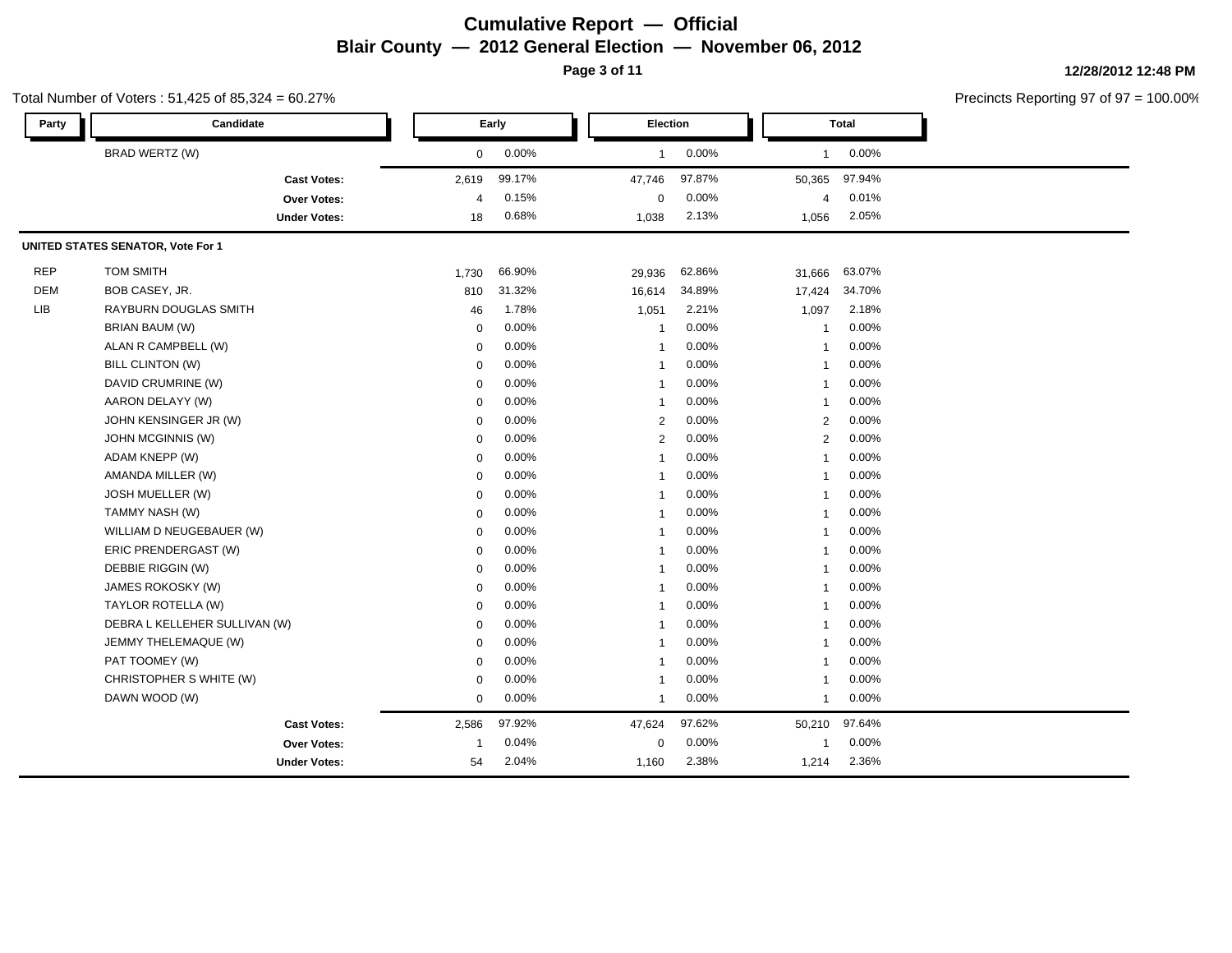# Cumulative Report — Official

## Blair County — 2012 General Election — November 06, 2012

12/28/2012 12:48 PM

Total Number of Voters : 51,425 of 85,324 = 60.27%

Precincts Reporting 97 of 97 = 100.00%

| Party | Candidate | Early | | Election | | Total | |
|---|---|---|---|---|---|---|---|
| | BRAD WERTZ (W) | 0 | 0.00% | 1 | 0.00% | 1 | 0.00% |
| | **Cast Votes:** | 2,619 | 99.17% | 47,746 | 97.87% | 50,365 | 97.94% |
| | **Over Votes:** | 4 | 0.15% | 0 | 0.00% | 4 | 0.01% |
| | **Under Votes:** | 18 | 0.68% | 1,038 | 2.13% | 1,056 | 2.05% |

**UNITED STATES SENATOR, Vote For 1**

| Party | Candidate | Early | | Election | | Total | |
|---|---|---|---|---|---|---|---|
| REP | TOM SMITH | 1,730 | 66.90% | 29,936 | 62.86% | 31,666 | 63.07% |
| DEM | BOB CASEY, JR. | 810 | 31.32% | 16,614 | 34.89% | 17,424 | 34.70% |
| LIB | RAYBURN DOUGLAS SMITH | 46 | 1.78% | 1,051 | 2.21% | 1,097 | 2.18% |
| | BRIAN BAUM (W) | 0 | 0.00% | 1 | 0.00% | 1 | 0.00% |
| | ALAN R CAMPBELL (W) | 0 | 0.00% | 1 | 0.00% | 1 | 0.00% |
| | BILL CLINTON (W) | 0 | 0.00% | 1 | 0.00% | 1 | 0.00% |
| | DAVID CRUMRINE (W) | 0 | 0.00% | 1 | 0.00% | 1 | 0.00% |
| | AARON DELAYY (W) | 0 | 0.00% | 1 | 0.00% | 1 | 0.00% |
| | JOHN KENSINGER JR (W) | 0 | 0.00% | 2 | 0.00% | 2 | 0.00% |
| | JOHN MCGINNIS (W) | 0 | 0.00% | 2 | 0.00% | 2 | 0.00% |
| | ADAM KNEPP (W) | 0 | 0.00% | 1 | 0.00% | 1 | 0.00% |
| | AMANDA MILLER (W) | 0 | 0.00% | 1 | 0.00% | 1 | 0.00% |
| | JOSH MUELLER (W) | 0 | 0.00% | 1 | 0.00% | 1 | 0.00% |
| | TAMMY NASH (W) | 0 | 0.00% | 1 | 0.00% | 1 | 0.00% |
| | WILLIAM D NEUGEBAUER (W) | 0 | 0.00% | 1 | 0.00% | 1 | 0.00% |
| | ERIC PRENDERGAST (W) | 0 | 0.00% | 1 | 0.00% | 1 | 0.00% |
| | DEBBIE RIGGIN (W) | 0 | 0.00% | 1 | 0.00% | 1 | 0.00% |
| | JAMES ROKOSKY (W) | 0 | 0.00% | 1 | 0.00% | 1 | 0.00% |
| | TAYLOR ROTELLA (W) | 0 | 0.00% | 1 | 0.00% | 1 | 0.00% |
| | DEBRA L KELLEHER SULLIVAN (W) | 0 | 0.00% | 1 | 0.00% | 1 | 0.00% |
| | JEMMY THELEMAQUE (W) | 0 | 0.00% | 1 | 0.00% | 1 | 0.00% |
| | PAT TOOMEY (W) | 0 | 0.00% | 1 | 0.00% | 1 | 0.00% |
| | CHRISTOPHER S WHITE (W) | 0 | 0.00% | 1 | 0.00% | 1 | 0.00% |
| | DAWN WOOD (W) | 0 | 0.00% | 1 | 0.00% | 1 | 0.00% |
| | **Cast Votes:** | 2,586 | 97.92% | 47,624 | 97.62% | 50,210 | 97.64% |
| | **Over Votes:** | 1 | 0.04% | 0 | 0.00% | 1 | 0.00% |
| | **Under Votes:** | 54 | 2.04% | 1,160 | 2.38% | 1,214 | 2.36% |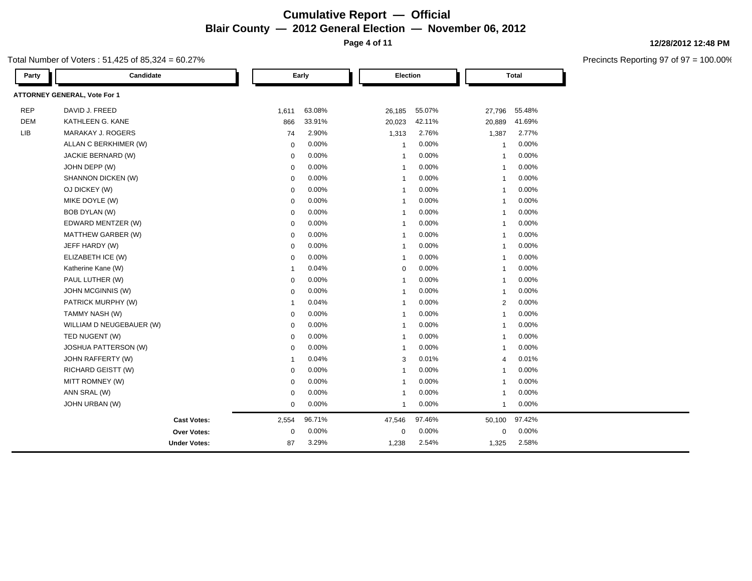# Cumulative Report — Official

## Blair County — 2012 General Election — November 06, 2012

12/28/2012 12:48 PM

Total Number of Voters : 51,425 of 85,324 = 60.27%

Precincts Reporting 97 of 97 = 100.00%

| Party | Candidate | Early | | Election | | Total | |
|---|---|---|---|---|---|---|---|
| **ATTORNEY GENERAL, Vote For 1** | | | | | | | |
| REP | DAVID J. FREED | 1,611 | 63.08% | 26,185 | 55.07% | 27,796 | 55.48% |
| DEM | KATHLEEN G. KANE | 866 | 33.91% | 20,023 | 42.11% | 20,889 | 41.69% |
| LIB | MARAKAY J. ROGERS | 74 | 2.90% | 1,313 | 2.76% | 1,387 | 2.77% |
| | ALLAN C BERKHIMER (W) | 0 | 0.00% | 1 | 0.00% | 1 | 0.00% |
| | JACKIE BERNARD (W) | 0 | 0.00% | 1 | 0.00% | 1 | 0.00% |
| | JOHN DEPP (W) | 0 | 0.00% | 1 | 0.00% | 1 | 0.00% |
| | SHANNON DICKEN (W) | 0 | 0.00% | 1 | 0.00% | 1 | 0.00% |
| | OJ DICKEY (W) | 0 | 0.00% | 1 | 0.00% | 1 | 0.00% |
| | MIKE DOYLE (W) | 0 | 0.00% | 1 | 0.00% | 1 | 0.00% |
| | BOB DYLAN (W) | 0 | 0.00% | 1 | 0.00% | 1 | 0.00% |
| | EDWARD MENTZER (W) | 0 | 0.00% | 1 | 0.00% | 1 | 0.00% |
| | MATTHEW GARBER (W) | 0 | 0.00% | 1 | 0.00% | 1 | 0.00% |
| | JEFF HARDY (W) | 0 | 0.00% | 1 | 0.00% | 1 | 0.00% |
| | ELIZABETH ICE (W) | 0 | 0.00% | 1 | 0.00% | 1 | 0.00% |
| | Katherine Kane (W) | 1 | 0.04% | 0 | 0.00% | 1 | 0.00% |
| | PAUL LUTHER (W) | 0 | 0.00% | 1 | 0.00% | 1 | 0.00% |
| | JOHN MCGINNIS (W) | 0 | 0.00% | 1 | 0.00% | 1 | 0.00% |
| | PATRICK MURPHY (W) | 1 | 0.04% | 1 | 0.00% | 2 | 0.00% |
| | TAMMY NASH (W) | 0 | 0.00% | 1 | 0.00% | 1 | 0.00% |
| | WILLIAM D NEUGEBAUER (W) | 0 | 0.00% | 1 | 0.00% | 1 | 0.00% |
| | TED NUGENT (W) | 0 | 0.00% | 1 | 0.00% | 1 | 0.00% |
| | JOSHUA PATTERSON (W) | 0 | 0.00% | 1 | 0.00% | 1 | 0.00% |
| | JOHN RAFFERTY (W) | 1 | 0.04% | 3 | 0.01% | 4 | 0.01% |
| | RICHARD GEISTT (W) | 0 | 0.00% | 1 | 0.00% | 1 | 0.00% |
| | MITT ROMNEY (W) | 0 | 0.00% | 1 | 0.00% | 1 | 0.00% |
| | ANN SRAL (W) | 0 | 0.00% | 1 | 0.00% | 1 | 0.00% |
| | JOHN URBAN (W) | 0 | 0.00% | 1 | 0.00% | 1 | 0.00% |
| | **Cast Votes:** | 2,554 | 96.71% | 47,546 | 97.46% | 50,100 | 97.42% |
| | **Over Votes:** | 0 | 0.00% | 0 | 0.00% | 0 | 0.00% |
| | **Under Votes:** | 87 | 3.29% | 1,238 | 2.54% | 1,325 | 2.58% |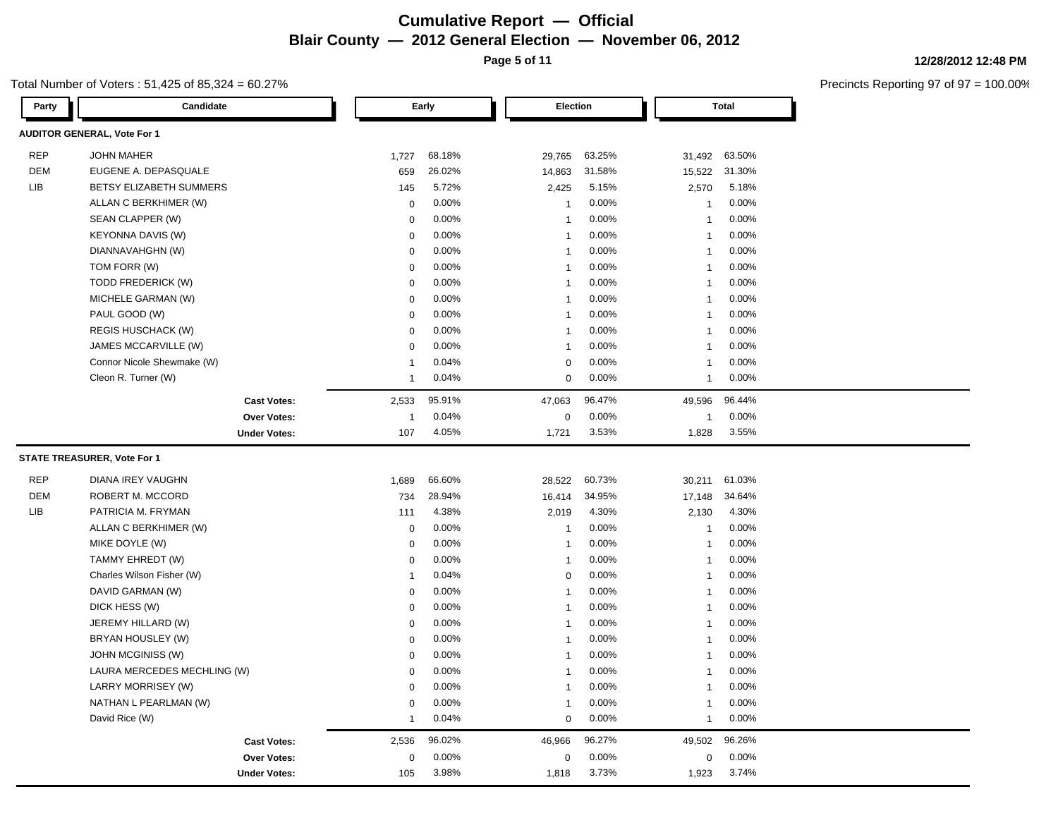# Cumulative Report — Official

## Blair County — 2012 General Election — November 06, 2012

12/28/2012 12:48 PM

Total Number of Voters : 51,425 of 85,324 = 60.27%

Precincts Reporting 97 of 97 = 100.00%

### AUDITOR GENERAL, Vote For 1

| Party | Candidate | Early | | Election | | Total | |
|---|---|---|---|---|---|---|---|
| REP | JOHN MAHER | 1,727 | 68.18% | 29,765 | 63.25% | 31,492 | 63.50% |
| DEM | EUGENE A. DEPASQUALE | 659 | 26.02% | 14,863 | 31.58% | 15,522 | 31.30% |
| LIB | BETSY ELIZABETH SUMMERS | 145 | 5.72% | 2,425 | 5.15% | 2,570 | 5.18% |
| | ALLAN C BERKHIMER (W) | 0 | 0.00% | 1 | 0.00% | 1 | 0.00% |
| | SEAN CLAPPER (W) | 0 | 0.00% | 1 | 0.00% | 1 | 0.00% |
| | KEYONNA DAVIS (W) | 0 | 0.00% | 1 | 0.00% | 1 | 0.00% |
| | DIANNAVAHGHN (W) | 0 | 0.00% | 1 | 0.00% | 1 | 0.00% |
| | TOM FORR (W) | 0 | 0.00% | 1 | 0.00% | 1 | 0.00% |
| | TODD FREDERICK (W) | 0 | 0.00% | 1 | 0.00% | 1 | 0.00% |
| | MICHELE GARMAN (W) | 0 | 0.00% | 1 | 0.00% | 1 | 0.00% |
| | PAUL GOOD (W) | 0 | 0.00% | 1 | 0.00% | 1 | 0.00% |
| | REGIS HUSCHACK (W) | 0 | 0.00% | 1 | 0.00% | 1 | 0.00% |
| | JAMES MCCARVILLE (W) | 0 | 0.00% | 1 | 0.00% | 1 | 0.00% |
| | Connor Nicole Shewmake (W) | 1 | 0.04% | 0 | 0.00% | 1 | 0.00% |
| | Cleon R. Turner (W) | 1 | 0.04% | 0 | 0.00% | 1 | 0.00% |
| | **Cast Votes:** | 2,533 | 95.91% | 47,063 | 96.47% | 49,596 | 96.44% |
| | **Over Votes:** | 1 | 0.04% | 0 | 0.00% | 1 | 0.00% |
| | **Under Votes:** | 107 | 4.05% | 1,721 | 3.53% | 1,828 | 3.55% |

### STATE TREASURER, Vote For 1

| Party | Candidate | Early | | Election | | Total | |
|---|---|---|---|---|---|---|---|
| REP | DIANA IREY VAUGHN | 1,689 | 66.60% | 28,522 | 60.73% | 30,211 | 61.03% |
| DEM | ROBERT M. MCCORD | 734 | 28.94% | 16,414 | 34.95% | 17,148 | 34.64% |
| LIB | PATRICIA M. FRYMAN | 111 | 4.38% | 2,019 | 4.30% | 2,130 | 4.30% |
| | ALLAN C BERKHIMER (W) | 0 | 0.00% | 1 | 0.00% | 1 | 0.00% |
| | MIKE DOYLE (W) | 0 | 0.00% | 1 | 0.00% | 1 | 0.00% |
| | TAMMY EHREDT (W) | 0 | 0.00% | 1 | 0.00% | 1 | 0.00% |
| | Charles Wilson Fisher (W) | 1 | 0.04% | 0 | 0.00% | 1 | 0.00% |
| | DAVID GARMAN (W) | 0 | 0.00% | 1 | 0.00% | 1 | 0.00% |
| | DICK HESS (W) | 0 | 0.00% | 1 | 0.00% | 1 | 0.00% |
| | JEREMY HILLARD (W) | 0 | 0.00% | 1 | 0.00% | 1 | 0.00% |
| | BRYAN HOUSLEY (W) | 0 | 0.00% | 1 | 0.00% | 1 | 0.00% |
| | JOHN MCGINISS (W) | 0 | 0.00% | 1 | 0.00% | 1 | 0.00% |
| | LAURA MERCEDES MECHLING (W) | 0 | 0.00% | 1 | 0.00% | 1 | 0.00% |
| | LARRY MORRISEY (W) | 0 | 0.00% | 1 | 0.00% | 1 | 0.00% |
| | NATHAN L PEARLMAN (W) | 0 | 0.00% | 1 | 0.00% | 1 | 0.00% |
| | David Rice (W) | 1 | 0.04% | 0 | 0.00% | 1 | 0.00% |
| | **Cast Votes:** | 2,536 | 96.02% | 46,966 | 96.27% | 49,502 | 96.26% |
| | **Over Votes:** | 0 | 0.00% | 0 | 0.00% | 0 | 0.00% |
| | **Under Votes:** | 105 | 3.98% | 1,818 | 3.73% | 1,923 | 3.74% |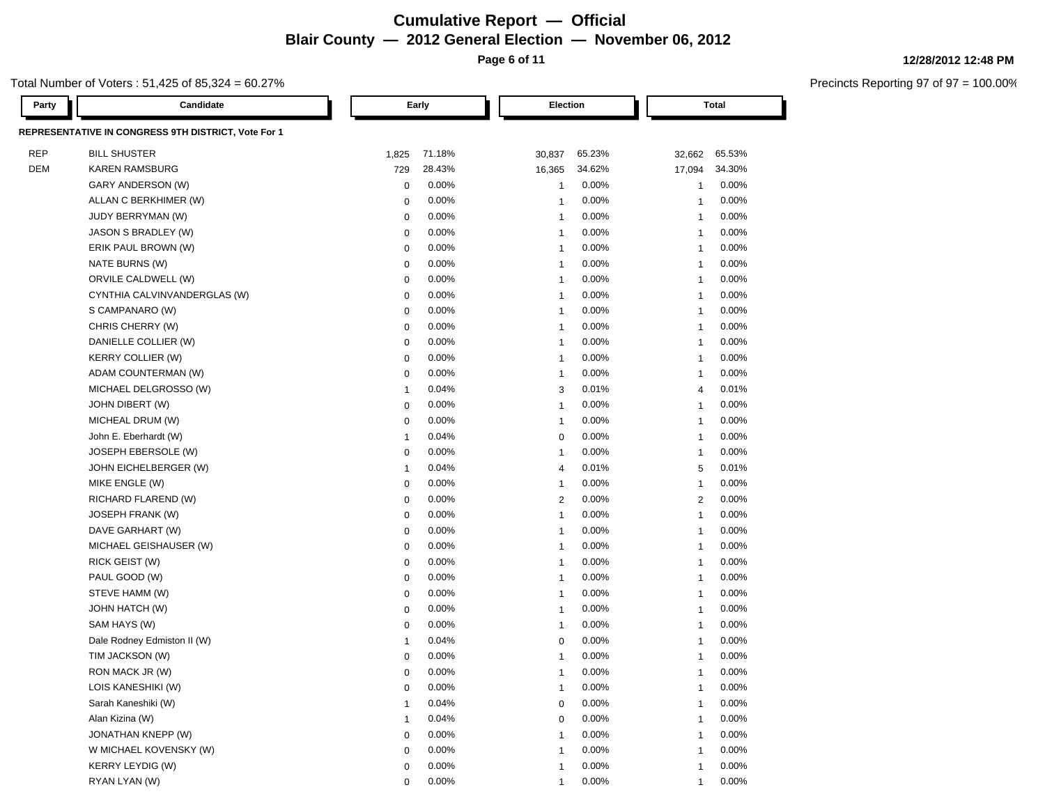# Cumulative Report — Official
## Blair County — 2012 General Election — November 06, 2012

12/28/2012 12:48 PM

Total Number of Voters : 51,425 of 85,324 = 60.27%

Precincts Reporting 97 of 97 = 100.00%

**REPRESENTATIVE IN CONGRESS 9TH DISTRICT, Vote For 1**

| Party | Candidate | Early | | Election | | Total | |
|---|---|---|---|---|---|---|---|
| REP | BILL SHUSTER | 1,825 | 71.18% | 30,837 | 65.23% | 32,662 | 65.53% |
| DEM | KAREN RAMSBURG | 729 | 28.43% | 16,365 | 34.62% | 17,094 | 34.30% |
| | GARY ANDERSON (W) | 0 | 0.00% | 1 | 0.00% | 1 | 0.00% |
| | ALLAN C BERKHIMER (W) | 0 | 0.00% | 1 | 0.00% | 1 | 0.00% |
| | JUDY BERRYMAN (W) | 0 | 0.00% | 1 | 0.00% | 1 | 0.00% |
| | JASON S BRADLEY (W) | 0 | 0.00% | 1 | 0.00% | 1 | 0.00% |
| | ERIK PAUL BROWN (W) | 0 | 0.00% | 1 | 0.00% | 1 | 0.00% |
| | NATE BURNS (W) | 0 | 0.00% | 1 | 0.00% | 1 | 0.00% |
| | ORVILE CALDWELL (W) | 0 | 0.00% | 1 | 0.00% | 1 | 0.00% |
| | CYNTHIA CALVINVANDERGLAS (W) | 0 | 0.00% | 1 | 0.00% | 1 | 0.00% |
| | S CAMPANARO (W) | 0 | 0.00% | 1 | 0.00% | 1 | 0.00% |
| | CHRIS CHERRY (W) | 0 | 0.00% | 1 | 0.00% | 1 | 0.00% |
| | DANIELLE COLLIER (W) | 0 | 0.00% | 1 | 0.00% | 1 | 0.00% |
| | KERRY COLLIER (W) | 0 | 0.00% | 1 | 0.00% | 1 | 0.00% |
| | ADAM COUNTERMAN (W) | 0 | 0.00% | 1 | 0.00% | 1 | 0.00% |
| | MICHAEL DELGROSSO (W) | 1 | 0.04% | 3 | 0.01% | 4 | 0.01% |
| | JOHN DIBERT (W) | 0 | 0.00% | 1 | 0.00% | 1 | 0.00% |
| | MICHEAL DRUM (W) | 0 | 0.00% | 1 | 0.00% | 1 | 0.00% |
| | John E. Eberhardt (W) | 1 | 0.04% | 0 | 0.00% | 1 | 0.00% |
| | JOSEPH EBERSOLE (W) | 0 | 0.00% | 1 | 0.00% | 1 | 0.00% |
| | JOHN EICHELBERGER (W) | 1 | 0.04% | 4 | 0.01% | 5 | 0.01% |
| | MIKE ENGLE (W) | 0 | 0.00% | 1 | 0.00% | 1 | 0.00% |
| | RICHARD FLAREND (W) | 0 | 0.00% | 2 | 0.00% | 2 | 0.00% |
| | JOSEPH FRANK (W) | 0 | 0.00% | 1 | 0.00% | 1 | 0.00% |
| | DAVE GARHART (W) | 0 | 0.00% | 1 | 0.00% | 1 | 0.00% |
| | MICHAEL GEISHAUSER (W) | 0 | 0.00% | 1 | 0.00% | 1 | 0.00% |
| | RICK GEIST (W) | 0 | 0.00% | 1 | 0.00% | 1 | 0.00% |
| | PAUL GOOD (W) | 0 | 0.00% | 1 | 0.00% | 1 | 0.00% |
| | STEVE HAMM (W) | 0 | 0.00% | 1 | 0.00% | 1 | 0.00% |
| | JOHN HATCH (W) | 0 | 0.00% | 1 | 0.00% | 1 | 0.00% |
| | SAM HAYS (W) | 0 | 0.00% | 1 | 0.00% | 1 | 0.00% |
| | Dale Rodney Edmiston II (W) | 1 | 0.04% | 0 | 0.00% | 1 | 0.00% |
| | TIM JACKSON (W) | 0 | 0.00% | 1 | 0.00% | 1 | 0.00% |
| | RON MACK JR (W) | 0 | 0.00% | 1 | 0.00% | 1 | 0.00% |
| | LOIS KANESHIKI (W) | 0 | 0.00% | 1 | 0.00% | 1 | 0.00% |
| | Sarah Kaneshiki (W) | 1 | 0.04% | 0 | 0.00% | 1 | 0.00% |
| | Alan Kizina (W) | 1 | 0.04% | 0 | 0.00% | 1 | 0.00% |
| | JONATHAN KNEPP (W) | 0 | 0.00% | 1 | 0.00% | 1 | 0.00% |
| | W MICHAEL KOVENSKY (W) | 0 | 0.00% | 1 | 0.00% | 1 | 0.00% |
| | KERRY LEYDIG (W) | 0 | 0.00% | 1 | 0.00% | 1 | 0.00% |
| | RYAN LYAN (W) | 0 | 0.00% | 1 | 0.00% | 1 | 0.00% |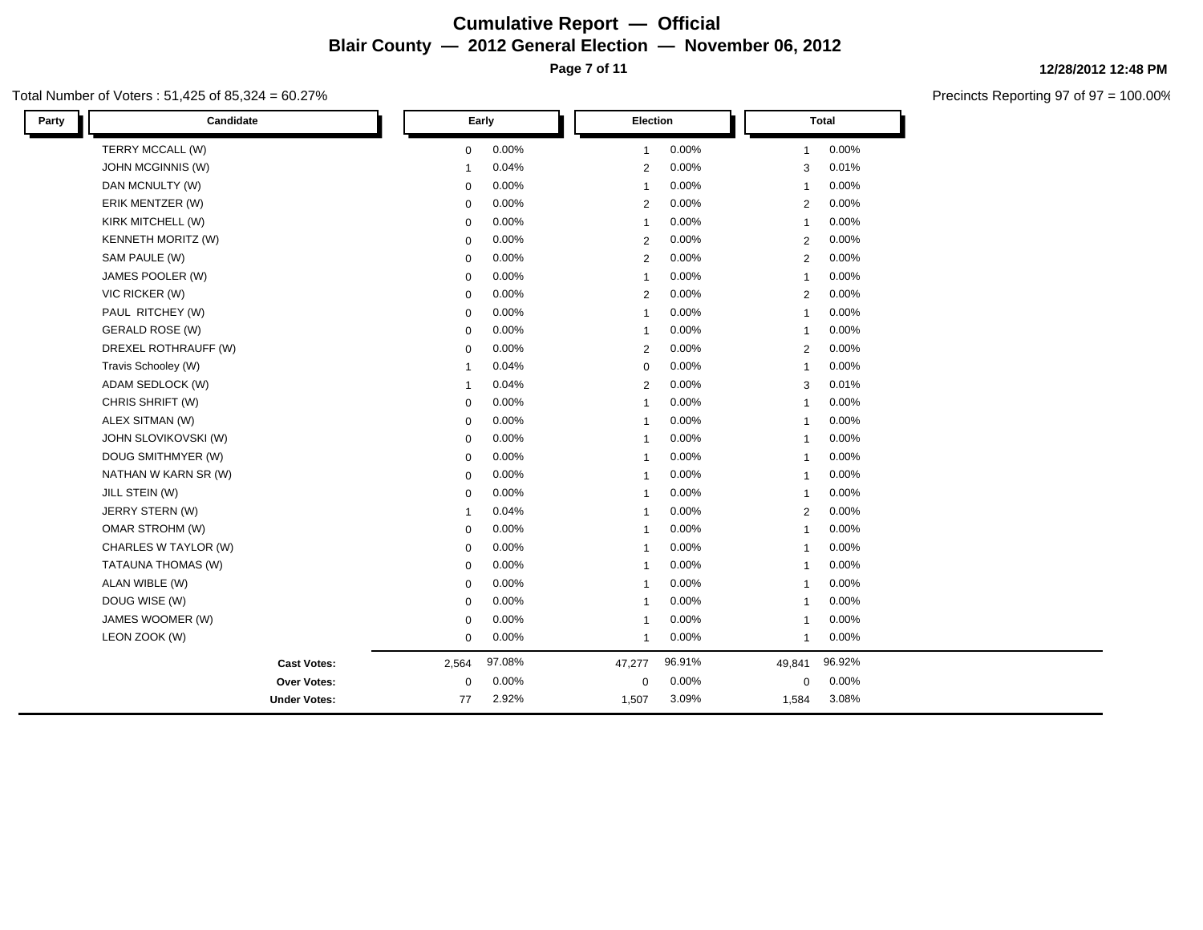# Cumulative Report — Official

## Blair County — 2012 General Election — November 06, 2012

Total Number of Voters : 51,425 of 85,324 = 60.27%

Precincts Reporting 97 of 97 = 100.00%

| Party | Candidate | Early | | Election | | Total | |
|---|---|---|---|---|---|---|---|
| | TERRY MCCALL (W) | 0 | 0.00% | 1 | 0.00% | 1 | 0.00% |
| | JOHN MCGINNIS (W) | 1 | 0.04% | 2 | 0.00% | 3 | 0.01% |
| | DAN MCNULTY (W) | 0 | 0.00% | 1 | 0.00% | 1 | 0.00% |
| | ERIK MENTZER (W) | 0 | 0.00% | 2 | 0.00% | 2 | 0.00% |
| | KIRK MITCHELL (W) | 0 | 0.00% | 1 | 0.00% | 1 | 0.00% |
| | KENNETH MORITZ (W) | 0 | 0.00% | 2 | 0.00% | 2 | 0.00% |
| | SAM PAULE (W) | 0 | 0.00% | 2 | 0.00% | 2 | 0.00% |
| | JAMES POOLER (W) | 0 | 0.00% | 1 | 0.00% | 1 | 0.00% |
| | VIC RICKER (W) | 0 | 0.00% | 2 | 0.00% | 2 | 0.00% |
| | PAUL RITCHEY (W) | 0 | 0.00% | 1 | 0.00% | 1 | 0.00% |
| | GERALD ROSE (W) | 0 | 0.00% | 1 | 0.00% | 1 | 0.00% |
| | DREXEL ROTHRAUFF (W) | 0 | 0.00% | 2 | 0.00% | 2 | 0.00% |
| | Travis Schooley (W) | 1 | 0.04% | 0 | 0.00% | 1 | 0.00% |
| | ADAM SEDLOCK (W) | 1 | 0.04% | 2 | 0.00% | 3 | 0.01% |
| | CHRIS SHRIFT (W) | 0 | 0.00% | 1 | 0.00% | 1 | 0.00% |
| | ALEX SITMAN (W) | 0 | 0.00% | 1 | 0.00% | 1 | 0.00% |
| | JOHN SLOVIKOVSKI (W) | 0 | 0.00% | 1 | 0.00% | 1 | 0.00% |
| | DOUG SMITHMYER (W) | 0 | 0.00% | 1 | 0.00% | 1 | 0.00% |
| | NATHAN W KARN SR (W) | 0 | 0.00% | 1 | 0.00% | 1 | 0.00% |
| | JILL STEIN (W) | 0 | 0.00% | 1 | 0.00% | 1 | 0.00% |
| | JERRY STERN (W) | 1 | 0.04% | 1 | 0.00% | 2 | 0.00% |
| | OMAR STROHM (W) | 0 | 0.00% | 1 | 0.00% | 1 | 0.00% |
| | CHARLES W TAYLOR (W) | 0 | 0.00% | 1 | 0.00% | 1 | 0.00% |
| | TATAUNA THOMAS (W) | 0 | 0.00% | 1 | 0.00% | 1 | 0.00% |
| | ALAN WIBLE (W) | 0 | 0.00% | 1 | 0.00% | 1 | 0.00% |
| | DOUG WISE (W) | 0 | 0.00% | 1 | 0.00% | 1 | 0.00% |
| | JAMES WOOMER (W) | 0 | 0.00% | 1 | 0.00% | 1 | 0.00% |
| | LEON ZOOK (W) | 0 | 0.00% | 1 | 0.00% | 1 | 0.00% |
| | **Cast Votes:** | 2,564 | 97.08% | 47,277 | 96.91% | 49,841 | 96.92% |
| | **Over Votes:** | 0 | 0.00% | 0 | 0.00% | 0 | 0.00% |
| | **Under Votes:** | 77 | 2.92% | 1,507 | 3.09% | 1,584 | 3.08% |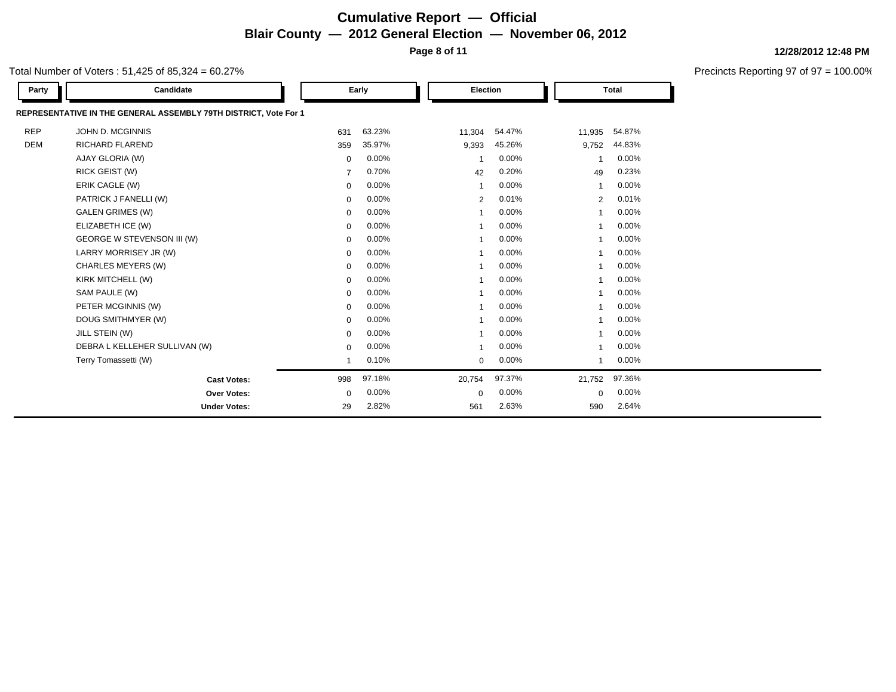# Cumulative Report — Official

## Blair County — 2012 General Election — November 06, 2012

12/28/2012 12:48 PM

Total Number of Voters : 51,425 of 85,324 = 60.27%

Precincts Reporting 97 of 97 = 100.00%

| Party | Candidate | Early | | Election | | Total | |
|---|---|---|---|---|---|---|---|
| **REPRESENTATIVE IN THE GENERAL ASSEMBLY 79TH DISTRICT, Vote For 1** | | | | | | | |
| REP | JOHN D. MCGINNIS | 631 | 63.23% | 11,304 | 54.47% | 11,935 | 54.87% |
| DEM | RICHARD FLAREND | 359 | 35.97% | 9,393 | 45.26% | 9,752 | 44.83% |
| | AJAY GLORIA (W) | 0 | 0.00% | 1 | 0.00% | 1 | 0.00% |
| | RICK GEIST (W) | 7 | 0.70% | 42 | 0.20% | 49 | 0.23% |
| | ERIK CAGLE (W) | 0 | 0.00% | 1 | 0.00% | 1 | 0.00% |
| | PATRICK J FANELLI (W) | 0 | 0.00% | 2 | 0.01% | 2 | 0.01% |
| | GALEN GRIMES (W) | 0 | 0.00% | 1 | 0.00% | 1 | 0.00% |
| | ELIZABETH ICE (W) | 0 | 0.00% | 1 | 0.00% | 1 | 0.00% |
| | GEORGE W STEVENSON III (W) | 0 | 0.00% | 1 | 0.00% | 1 | 0.00% |
| | LARRY MORRISEY JR (W) | 0 | 0.00% | 1 | 0.00% | 1 | 0.00% |
| | CHARLES MEYERS (W) | 0 | 0.00% | 1 | 0.00% | 1 | 0.00% |
| | KIRK MITCHELL (W) | 0 | 0.00% | 1 | 0.00% | 1 | 0.00% |
| | SAM PAULE (W) | 0 | 0.00% | 1 | 0.00% | 1 | 0.00% |
| | PETER MCGINNIS (W) | 0 | 0.00% | 1 | 0.00% | 1 | 0.00% |
| | DOUG SMITHMYER (W) | 0 | 0.00% | 1 | 0.00% | 1 | 0.00% |
| | JILL STEIN (W) | 0 | 0.00% | 1 | 0.00% | 1 | 0.00% |
| | DEBRA L KELLEHER SULLIVAN (W) | 0 | 0.00% | 1 | 0.00% | 1 | 0.00% |
| | Terry Tomassetti (W) | 1 | 0.10% | 0 | 0.00% | 1 | 0.00% |
| | **Cast Votes:** | 998 | 97.18% | 20,754 | 97.37% | 21,752 | 97.36% |
| | **Over Votes:** | 0 | 0.00% | 0 | 0.00% | 0 | 0.00% |
| | **Under Votes:** | 29 | 2.82% | 561 | 2.63% | 590 | 2.64% |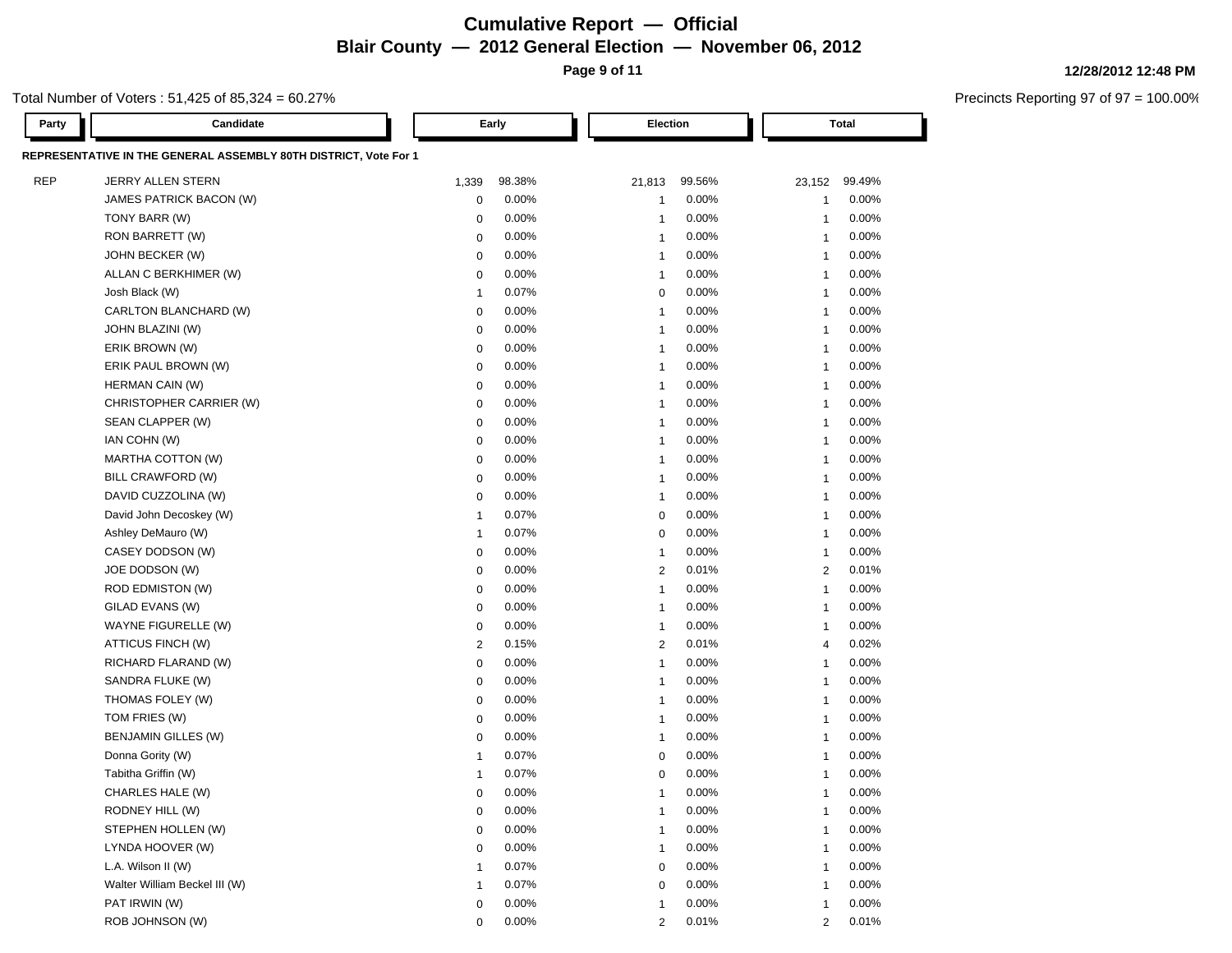# Cumulative Report — Official

## Blair County — 2012 General Election — November 06, 2012

12/28/2012 12:48 PM

Total Number of Voters : 51,425 of 85,324 = 60.27%

Precincts Reporting 97 of 97 = 100.00%

### REPRESENTATIVE IN THE GENERAL ASSEMBLY 80TH DISTRICT, Vote For 1

| Party | Candidate | Early | | Election | | Total | |
|---|---|---|---|---|---|---|---|
| REP | JERRY ALLEN STERN | 1,339 | 98.38% | 21,813 | 99.56% | 23,152 | 99.49% |
| | JAMES PATRICK BACON (W) | 0 | 0.00% | 1 | 0.00% | 1 | 0.00% |
| | TONY BARR (W) | 0 | 0.00% | 1 | 0.00% | 1 | 0.00% |
| | RON BARRETT (W) | 0 | 0.00% | 1 | 0.00% | 1 | 0.00% |
| | JOHN BECKER (W) | 0 | 0.00% | 1 | 0.00% | 1 | 0.00% |
| | ALLAN C BERKHIMER (W) | 0 | 0.00% | 1 | 0.00% | 1 | 0.00% |
| | Josh Black (W) | 1 | 0.07% | 0 | 0.00% | 1 | 0.00% |
| | CARLTON BLANCHARD (W) | 0 | 0.00% | 1 | 0.00% | 1 | 0.00% |
| | JOHN BLAZINI (W) | 0 | 0.00% | 1 | 0.00% | 1 | 0.00% |
| | ERIK BROWN (W) | 0 | 0.00% | 1 | 0.00% | 1 | 0.00% |
| | ERIK PAUL BROWN (W) | 0 | 0.00% | 1 | 0.00% | 1 | 0.00% |
| | HERMAN CAIN (W) | 0 | 0.00% | 1 | 0.00% | 1 | 0.00% |
| | CHRISTOPHER CARRIER (W) | 0 | 0.00% | 1 | 0.00% | 1 | 0.00% |
| | SEAN CLAPPER (W) | 0 | 0.00% | 1 | 0.00% | 1 | 0.00% |
| | IAN COHN (W) | 0 | 0.00% | 1 | 0.00% | 1 | 0.00% |
| | MARTHA COTTON (W) | 0 | 0.00% | 1 | 0.00% | 1 | 0.00% |
| | BILL CRAWFORD (W) | 0 | 0.00% | 1 | 0.00% | 1 | 0.00% |
| | DAVID CUZZOLINA (W) | 0 | 0.00% | 1 | 0.00% | 1 | 0.00% |
| | David John Decoskey (W) | 1 | 0.07% | 0 | 0.00% | 1 | 0.00% |
| | Ashley DeMauro (W) | 1 | 0.07% | 0 | 0.00% | 1 | 0.00% |
| | CASEY DODSON (W) | 0 | 0.00% | 1 | 0.00% | 1 | 0.00% |
| | JOE DODSON (W) | 0 | 0.00% | 2 | 0.01% | 2 | 0.01% |
| | ROD EDMISTON (W) | 0 | 0.00% | 1 | 0.00% | 1 | 0.00% |
| | GILAD EVANS (W) | 0 | 0.00% | 1 | 0.00% | 1 | 0.00% |
| | WAYNE FIGURELLE (W) | 0 | 0.00% | 1 | 0.00% | 1 | 0.00% |
| | ATTICUS FINCH (W) | 2 | 0.15% | 2 | 0.01% | 4 | 0.02% |
| | RICHARD FLARAND (W) | 0 | 0.00% | 1 | 0.00% | 1 | 0.00% |
| | SANDRA FLUKE (W) | 0 | 0.00% | 1 | 0.00% | 1 | 0.00% |
| | THOMAS FOLEY (W) | 0 | 0.00% | 1 | 0.00% | 1 | 0.00% |
| | TOM FRIES (W) | 0 | 0.00% | 1 | 0.00% | 1 | 0.00% |
| | BENJAMIN GILLES (W) | 0 | 0.00% | 1 | 0.00% | 1 | 0.00% |
| | Donna Gority (W) | 1 | 0.07% | 0 | 0.00% | 1 | 0.00% |
| | Tabitha Griffin (W) | 1 | 0.07% | 0 | 0.00% | 1 | 0.00% |
| | CHARLES HALE (W) | 0 | 0.00% | 1 | 0.00% | 1 | 0.00% |
| | RODNEY HILL (W) | 0 | 0.00% | 1 | 0.00% | 1 | 0.00% |
| | STEPHEN HOLLEN (W) | 0 | 0.00% | 1 | 0.00% | 1 | 0.00% |
| | LYNDA HOOVER (W) | 0 | 0.00% | 1 | 0.00% | 1 | 0.00% |
| | L.A. Wilson II (W) | 1 | 0.07% | 0 | 0.00% | 1 | 0.00% |
| | Walter William Beckel III (W) | 1 | 0.07% | 0 | 0.00% | 1 | 0.00% |
| | PAT IRWIN (W) | 0 | 0.00% | 1 | 0.00% | 1 | 0.00% |
| | ROB JOHNSON (W) | 0 | 0.00% | 2 | 0.01% | 2 | 0.01% |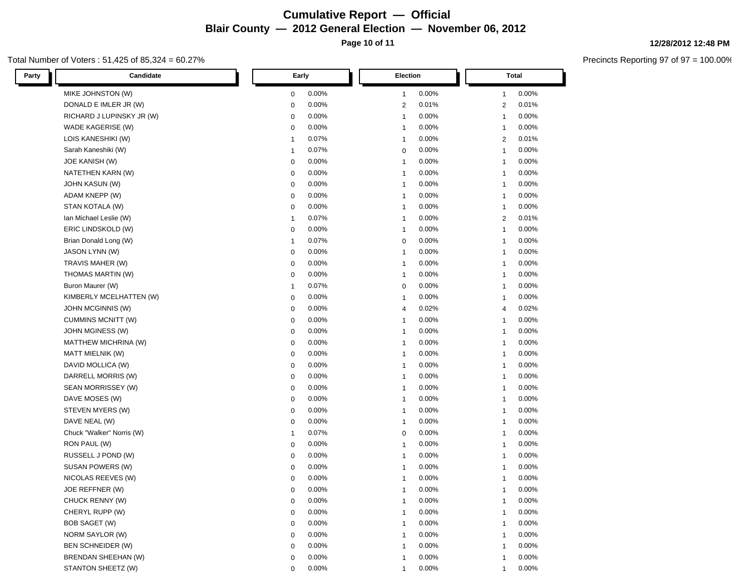# Cumulative Report — Official

## Blair County — 2012 General Election — November 06, 2012

12/28/2012 12:48 PM

Total Number of Voters : 51,425 of 85,324 = 60.27%

Precincts Reporting 97 of 97 = 100.00%

| Party | Candidate | Early | | Election | | Total | |
|---|---|---|---|---|---|---|---|
| | MIKE JOHNSTON (W) | 0 | 0.00% | 1 | 0.00% | 1 | 0.00% |
| | DONALD E IMLER JR (W) | 0 | 0.00% | 2 | 0.01% | 2 | 0.01% |
| | RICHARD J LUPINSKY JR (W) | 0 | 0.00% | 1 | 0.00% | 1 | 0.00% |
| | WADE KAGERISE (W) | 0 | 0.00% | 1 | 0.00% | 1 | 0.00% |
| | LOIS KANESHIKI (W) | 1 | 0.07% | 1 | 0.00% | 2 | 0.01% |
| | Sarah Kaneshiki (W) | 1 | 0.07% | 0 | 0.00% | 1 | 0.00% |
| | JOE KANISH (W) | 0 | 0.00% | 1 | 0.00% | 1 | 0.00% |
| | NATETHEN KARN (W) | 0 | 0.00% | 1 | 0.00% | 1 | 0.00% |
| | JOHN KASUN (W) | 0 | 0.00% | 1 | 0.00% | 1 | 0.00% |
| | ADAM KNEPP (W) | 0 | 0.00% | 1 | 0.00% | 1 | 0.00% |
| | STAN KOTALA (W) | 0 | 0.00% | 1 | 0.00% | 1 | 0.00% |
| | Ian Michael Leslie (W) | 1 | 0.07% | 1 | 0.00% | 2 | 0.01% |
| | ERIC LINDSKOLD (W) | 0 | 0.00% | 1 | 0.00% | 1 | 0.00% |
| | Brian Donald Long (W) | 1 | 0.07% | 0 | 0.00% | 1 | 0.00% |
| | JASON LYNN (W) | 0 | 0.00% | 1 | 0.00% | 1 | 0.00% |
| | TRAVIS MAHER (W) | 0 | 0.00% | 1 | 0.00% | 1 | 0.00% |
| | THOMAS MARTIN (W) | 0 | 0.00% | 1 | 0.00% | 1 | 0.00% |
| | Buron Maurer (W) | 1 | 0.07% | 0 | 0.00% | 1 | 0.00% |
| | KIMBERLY MCELHATTEN (W) | 0 | 0.00% | 1 | 0.00% | 1 | 0.00% |
| | JOHN MCGINNIS (W) | 0 | 0.00% | 4 | 0.02% | 4 | 0.02% |
| | CUMMINS MCNITT (W) | 0 | 0.00% | 1 | 0.00% | 1 | 0.00% |
| | JOHN MGINESS (W) | 0 | 0.00% | 1 | 0.00% | 1 | 0.00% |
| | MATTHEW MICHRINA (W) | 0 | 0.00% | 1 | 0.00% | 1 | 0.00% |
| | MATT MIELNIK (W) | 0 | 0.00% | 1 | 0.00% | 1 | 0.00% |
| | DAVID MOLLICA (W) | 0 | 0.00% | 1 | 0.00% | 1 | 0.00% |
| | DARRELL MORRIS (W) | 0 | 0.00% | 1 | 0.00% | 1 | 0.00% |
| | SEAN MORRISSEY (W) | 0 | 0.00% | 1 | 0.00% | 1 | 0.00% |
| | DAVE MOSES (W) | 0 | 0.00% | 1 | 0.00% | 1 | 0.00% |
| | STEVEN MYERS (W) | 0 | 0.00% | 1 | 0.00% | 1 | 0.00% |
| | DAVE NEAL (W) | 0 | 0.00% | 1 | 0.00% | 1 | 0.00% |
| | Chuck "Walker" Norris (W) | 1 | 0.07% | 0 | 0.00% | 1 | 0.00% |
| | RON PAUL (W) | 0 | 0.00% | 1 | 0.00% | 1 | 0.00% |
| | RUSSELL J POND (W) | 0 | 0.00% | 1 | 0.00% | 1 | 0.00% |
| | SUSAN POWERS (W) | 0 | 0.00% | 1 | 0.00% | 1 | 0.00% |
| | NICOLAS REEVES (W) | 0 | 0.00% | 1 | 0.00% | 1 | 0.00% |
| | JOE REFFNER (W) | 0 | 0.00% | 1 | 0.00% | 1 | 0.00% |
| | CHUCK RENNY (W) | 0 | 0.00% | 1 | 0.00% | 1 | 0.00% |
| | CHERYL RUPP (W) | 0 | 0.00% | 1 | 0.00% | 1 | 0.00% |
| | BOB SAGET (W) | 0 | 0.00% | 1 | 0.00% | 1 | 0.00% |
| | NORM SAYLOR (W) | 0 | 0.00% | 1 | 0.00% | 1 | 0.00% |
| | BEN SCHNEIDER (W) | 0 | 0.00% | 1 | 0.00% | 1 | 0.00% |
| | BRENDAN SHEEHAN (W) | 0 | 0.00% | 1 | 0.00% | 1 | 0.00% |
| | STANTON SHEETZ (W) | 0 | 0.00% | 1 | 0.00% | 1 | 0.00% |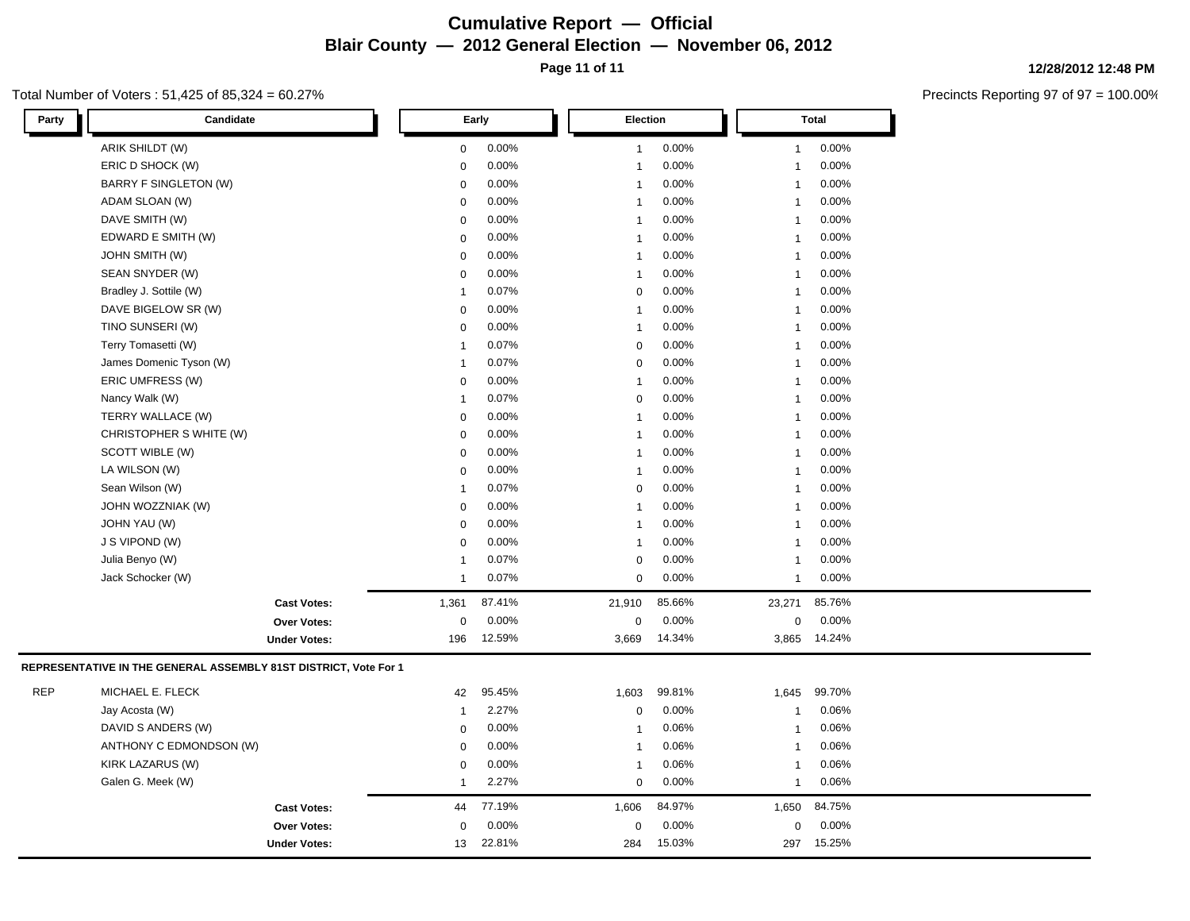# Cumulative Report — Official

## Blair County — 2012 General Election — November 06, 2012

Total Number of Voters : 51,425 of 85,324 = 60.27%

Precincts Reporting 97 of 97 = 100.00%

| Party | Candidate | Early | | Election | | Total | |
|---|---|---|---|---|---|---|---|
| | ARIK SHILDT (W) | 0 | 0.00% | 1 | 0.00% | 1 | 0.00% |
| | ERIC D SHOCK (W) | 0 | 0.00% | 1 | 0.00% | 1 | 0.00% |
| | BARRY F SINGLETON (W) | 0 | 0.00% | 1 | 0.00% | 1 | 0.00% |
| | ADAM SLOAN (W) | 0 | 0.00% | 1 | 0.00% | 1 | 0.00% |
| | DAVE SMITH (W) | 0 | 0.00% | 1 | 0.00% | 1 | 0.00% |
| | EDWARD E SMITH (W) | 0 | 0.00% | 1 | 0.00% | 1 | 0.00% |
| | JOHN SMITH (W) | 0 | 0.00% | 1 | 0.00% | 1 | 0.00% |
| | SEAN SNYDER (W) | 0 | 0.00% | 1 | 0.00% | 1 | 0.00% |
| | Bradley J. Sottile (W) | 1 | 0.07% | 0 | 0.00% | 1 | 0.00% |
| | DAVE BIGELOW SR (W) | 0 | 0.00% | 1 | 0.00% | 1 | 0.00% |
| | TINO SUNSERI (W) | 0 | 0.00% | 1 | 0.00% | 1 | 0.00% |
| | Terry Tomasetti (W) | 1 | 0.07% | 0 | 0.00% | 1 | 0.00% |
| | James Domenic Tyson (W) | 1 | 0.07% | 0 | 0.00% | 1 | 0.00% |
| | ERIC UMFRESS (W) | 0 | 0.00% | 1 | 0.00% | 1 | 0.00% |
| | Nancy Walk (W) | 1 | 0.07% | 0 | 0.00% | 1 | 0.00% |
| | TERRY WALLACE (W) | 0 | 0.00% | 1 | 0.00% | 1 | 0.00% |
| | CHRISTOPHER S WHITE (W) | 0 | 0.00% | 1 | 0.00% | 1 | 0.00% |
| | SCOTT WIBLE (W) | 0 | 0.00% | 1 | 0.00% | 1 | 0.00% |
| | LA WILSON (W) | 0 | 0.00% | 1 | 0.00% | 1 | 0.00% |
| | Sean Wilson (W) | 1 | 0.07% | 0 | 0.00% | 1 | 0.00% |
| | JOHN WOZZNIAK (W) | 0 | 0.00% | 1 | 0.00% | 1 | 0.00% |
| | JOHN YAU (W) | 0 | 0.00% | 1 | 0.00% | 1 | 0.00% |
| | J S VIPOND (W) | 0 | 0.00% | 1 | 0.00% | 1 | 0.00% |
| | Julia Benyo (W) | 1 | 0.07% | 0 | 0.00% | 1 | 0.00% |
| | Jack Schocker (W) | 1 | 0.07% | 0 | 0.00% | 1 | 0.00% |
| | **Cast Votes:** | 1,361 | 87.41% | 21,910 | 85.66% | 23,271 | 85.76% |
| | **Over Votes:** | 0 | 0.00% | 0 | 0.00% | 0 | 0.00% |
| | **Under Votes:** | 196 | 12.59% | 3,669 | 14.34% | 3,865 | 14.24% |

**REPRESENTATIVE IN THE GENERAL ASSEMBLY 81ST DISTRICT, Vote For 1**

| Party | Candidate | Early | | Election | | Total | |
|---|---|---|---|---|---|---|---|
| REP | MICHAEL E. FLECK | 42 | 95.45% | 1,603 | 99.81% | 1,645 | 99.70% |
| | Jay Acosta (W) | 1 | 2.27% | 0 | 0.00% | 1 | 0.06% |
| | DAVID S ANDERS (W) | 0 | 0.00% | 1 | 0.06% | 1 | 0.06% |
| | ANTHONY C EDMONDSON (W) | 0 | 0.00% | 1 | 0.06% | 1 | 0.06% |
| | KIRK LAZARUS (W) | 0 | 0.00% | 1 | 0.06% | 1 | 0.06% |
| | Galen G. Meek (W) | 1 | 2.27% | 0 | 0.00% | 1 | 0.06% |
| | **Cast Votes:** | 44 | 77.19% | 1,606 | 84.97% | 1,650 | 84.75% |
| | **Over Votes:** | 0 | 0.00% | 0 | 0.00% | 0 | 0.00% |
| | **Under Votes:** | 13 | 22.81% | 284 | 15.03% | 297 | 15.25% |